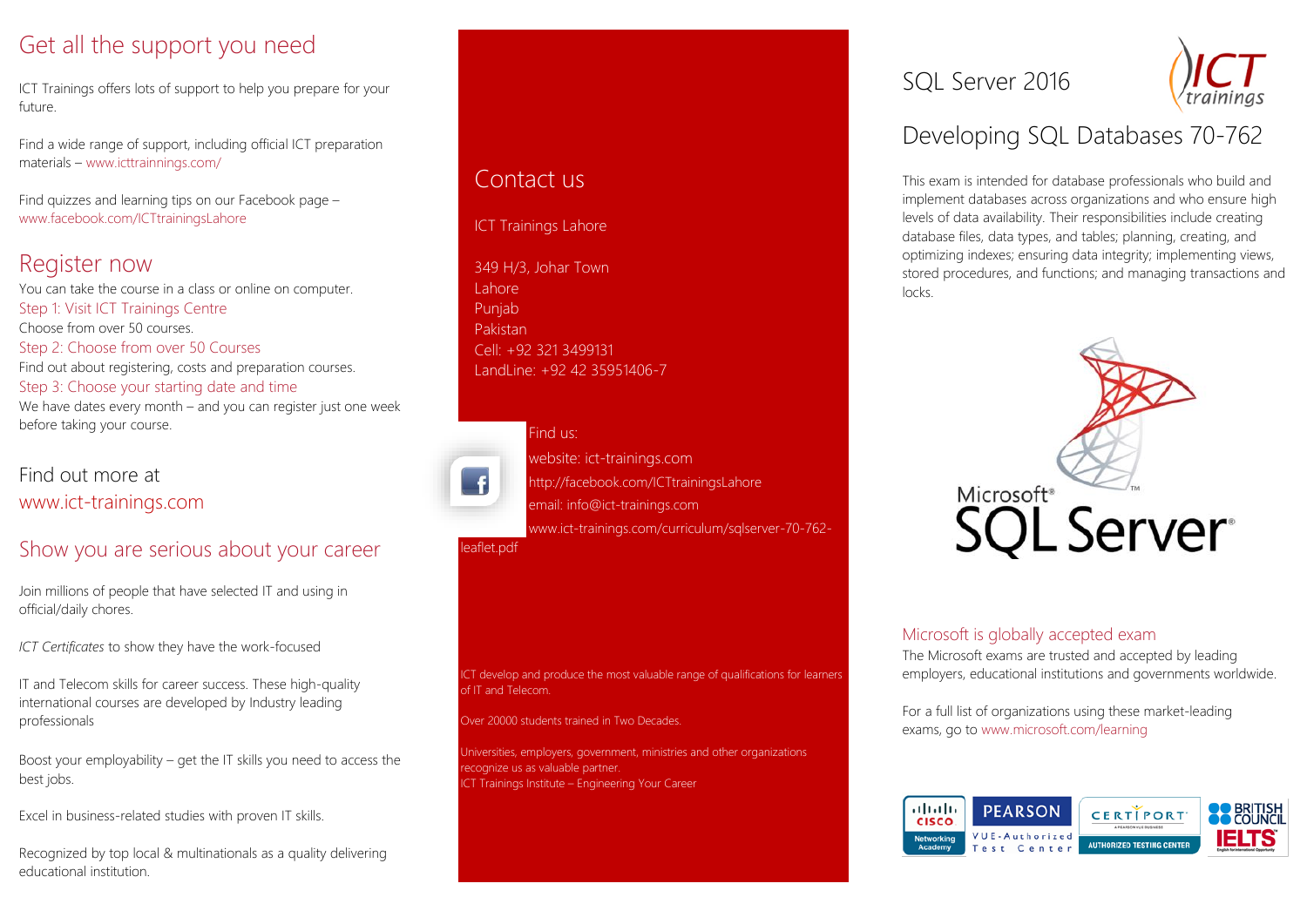## Get all the support you need

ICT Trainings offers lots of support to help you prepare for your future.

Find a wide range of support, including official ICT preparation materials – www.icttrainnings.com/

Find quizzes and learning tips on our Facebook page – www.facebook.com/ICTtrainingsLahore

## Register now

You can take the course in a class or online on computer.

Step 1: Visit ICT Trainings Centre

Choose from over 50 courses.

Step 2: Choose from over 50 Courses

Find out about registering, costs and preparation courses.

Step 3: Choose your starting date and time

We have dates every month – and you can register just one week before taking your course.

### Find out more at www.ict-trainings.com

## Show you are serious about your career

Join millions of people that have selected IT and using in official/daily chores.

*ICT Certificates* to show they have the work-focused

IT and Telecom skills for career success. These high-quality international courses are developed by Industry leading professionals

Boost your employability – get the IT skills you need to access the best jobs.

Excel in business-related studies with proven IT skills.

Recognized by top local & multinationals as a quality delivering educational institution.

## Contact us

ICT Trainings Lahore

349 H/3, Johar Town
Lahore
Punjab
Pakistan
Cell: +92 321 3499131
LandLine: +92 42 35951406-7

Find us:
website: ict-trainings.com
http://facebook.com/ICTtrainingsLahore
email: info@ict-trainings.com
www.ict-trainings.com/curriculum/sqlserver-70-762-leaflet.pdf

ICT develop and produce the most valuable range of qualifications for learners of IT and Telecom.

Over 20000 students trained in Two Decades.

Universities, employers, government, ministries and other organizations recognize us as valuable partner.
ICT Trainings Institute – Engineering Your Career

# SQL Server 2016

## Developing SQL Databases 70-762

This exam is intended for database professionals who build and implement databases across organizations and who ensure high levels of data availability. Their responsibilities include creating database files, data types, and tables; planning, creating, and optimizing indexes; ensuring data integrity; implementing views, stored procedures, and functions; and managing transactions and locks.

### Microsoft is globally accepted exam

The Microsoft exams are trusted and accepted by leading employers, educational institutions and governments worldwide.

For a full list of organizations using these market-leading exams, go to www.microsoft.com/learning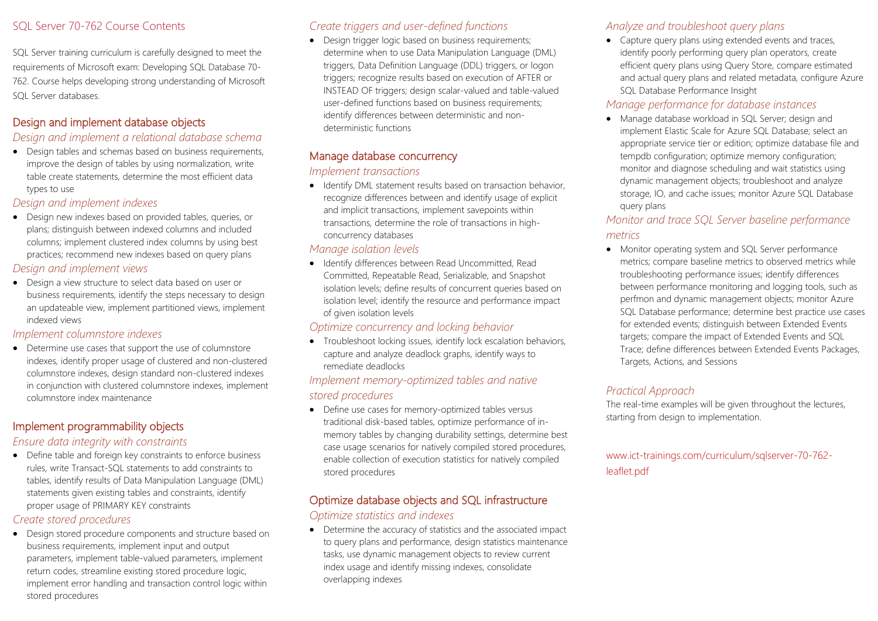## SQL Server 70-762 Course Contents

SQL Server training curriculum is carefully designed to meet the requirements of Microsoft exam: Developing SQL Database 70-762. Course helps developing strong understanding of Microsoft SQL Server databases.

### Design and implement database objects

*Design and implement a relational database schema*

- Design tables and schemas based on business requirements, improve the design of tables by using normalization, write table create statements, determine the most efficient data types to use

*Design and implement indexes*

- Design new indexes based on provided tables, queries, or plans; distinguish between indexed columns and included columns; implement clustered index columns by using best practices; recommend new indexes based on query plans

*Design and implement views*

- Design a view structure to select data based on user or business requirements, identify the steps necessary to design an updateable view, implement partitioned views, implement indexed views

*Implement columnstore indexes*

- Determine use cases that support the use of columnstore indexes, identify proper usage of clustered and non-clustered columnstore indexes, design standard non-clustered indexes in conjunction with clustered columnstore indexes, implement columnstore index maintenance

### Implement programmability objects

*Ensure data integrity with constraints*

- Define table and foreign key constraints to enforce business rules, write Transact-SQL statements to add constraints to tables, identify results of Data Manipulation Language (DML) statements given existing tables and constraints, identify proper usage of PRIMARY KEY constraints

*Create stored procedures*

- Design stored procedure components and structure based on business requirements, implement input and output parameters, implement table-valued parameters, implement return codes, streamline existing stored procedure logic, implement error handling and transaction control logic within stored procedures

*Create triggers and user-defined functions*

- Design trigger logic based on business requirements; determine when to use Data Manipulation Language (DML) triggers, Data Definition Language (DDL) triggers, or logon triggers; recognize results based on execution of AFTER or INSTEAD OF triggers; design scalar-valued and table-valued user-defined functions based on business requirements; identify differences between deterministic and non-deterministic functions

### Manage database concurrency

*Implement transactions*

- Identify DML statement results based on transaction behavior, recognize differences between and identify usage of explicit and implicit transactions, implement savepoints within transactions, determine the role of transactions in high-concurrency databases

*Manage isolation levels*

- Identify differences between Read Uncommitted, Read Committed, Repeatable Read, Serializable, and Snapshot isolation levels; define results of concurrent queries based on isolation level; identify the resource and performance impact of given isolation levels

*Optimize concurrency and locking behavior*

- Troubleshoot locking issues, identify lock escalation behaviors, capture and analyze deadlock graphs, identify ways to remediate deadlocks

*Implement memory-optimized tables and native stored procedures*

- Define use cases for memory-optimized tables versus traditional disk-based tables, optimize performance of in-memory tables by changing durability settings, determine best case usage scenarios for natively compiled stored procedures, enable collection of execution statistics for natively compiled stored procedures

### Optimize database objects and SQL infrastructure

*Optimize statistics and indexes*

- Determine the accuracy of statistics and the associated impact to query plans and performance, design statistics maintenance tasks, use dynamic management objects to review current index usage and identify missing indexes, consolidate overlapping indexes

*Analyze and troubleshoot query plans*

- Capture query plans using extended events and traces, identify poorly performing query plan operators, create efficient query plans using Query Store, compare estimated and actual query plans and related metadata, configure Azure SQL Database Performance Insight

*Manage performance for database instances*

- Manage database workload in SQL Server; design and implement Elastic Scale for Azure SQL Database; select an appropriate service tier or edition; optimize database file and tempdb configuration; optimize memory configuration; monitor and diagnose scheduling and wait statistics using dynamic management objects; troubleshoot and analyze storage, IO, and cache issues; monitor Azure SQL Database query plans

*Monitor and trace SQL Server baseline performance metrics*

- Monitor operating system and SQL Server performance metrics; compare baseline metrics to observed metrics while troubleshooting performance issues; identify differences between performance monitoring and logging tools, such as perfmon and dynamic management objects; monitor Azure SQL Database performance; determine best practice use cases for extended events; distinguish between Extended Events targets; compare the impact of Extended Events and SQL Trace; define differences between Extended Events Packages, Targets, Actions, and Sessions

*Practical Approach*

The real-time examples will be given throughout the lectures, starting from design to implementation.

www.ict-trainings.com/curriculum/sqlserver-70-762-leaflet.pdf